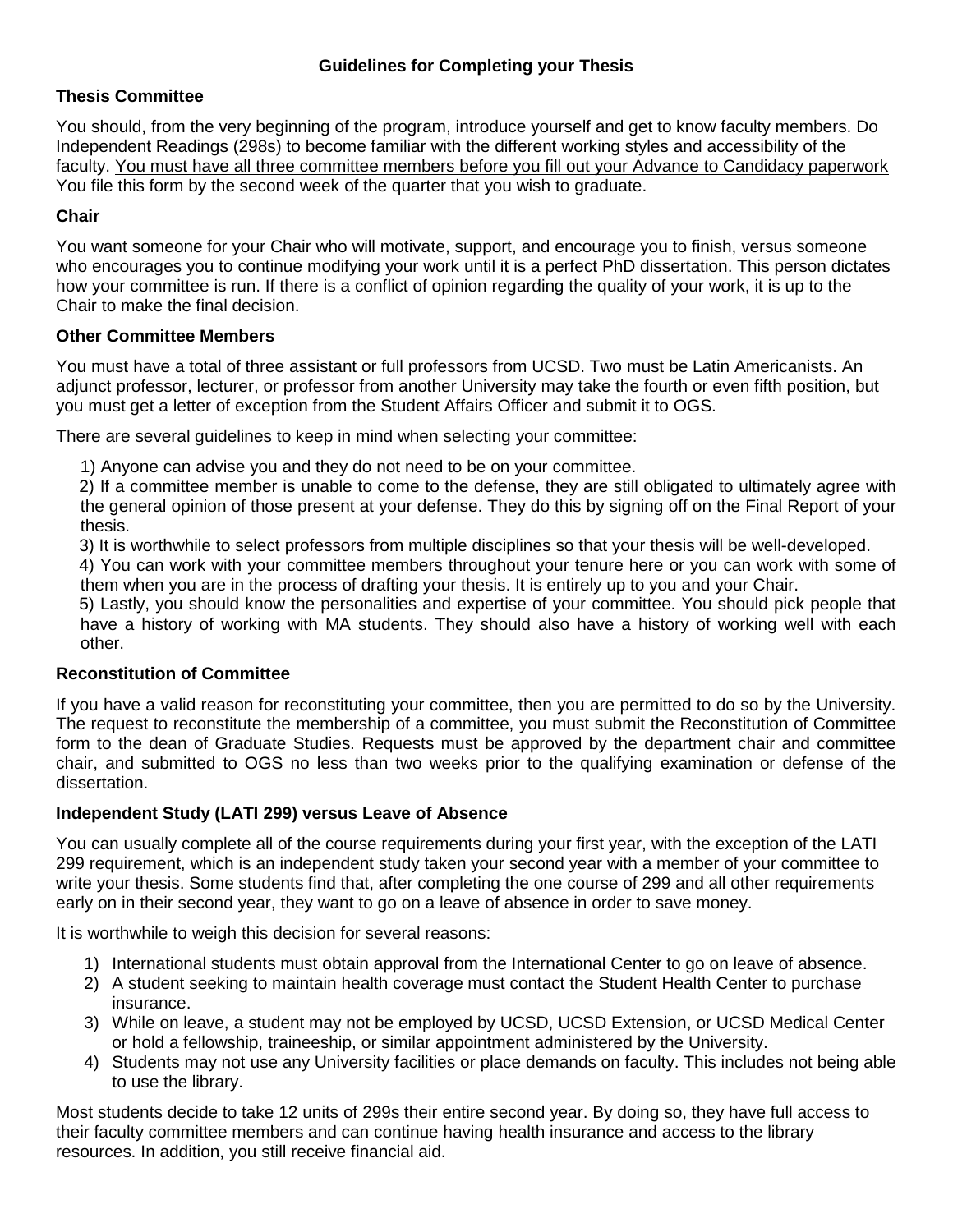# Guidelines for Completing your Thesis

## Thesis Committee

You should, from the very beginning of the program, introduce yourself and get to know faculty members. Do Independent Readings (298s) to become familiar with the different working styles and accessibility of the faculty. <u>You must have all three committee members before you fill out your Advance to Candidacy paperwork</u> You file this form by the second week of the quarter that you wish to graduate.

## Chair

You want someone for your Chair who will motivate, support, and encourage you to finish, versus someone who encourages you to continue modifying your work until it is a perfect PhD dissertation. This person dictates how your committee is run. If there is a conflict of opinion regarding the quality of your work, it is up to the Chair to make the final decision.

## Other Committee Members

You must have a total of three assistant or full professors from UCSD. Two must be Latin Americanists. An adjunct professor, lecturer, or professor from another University may take the fourth or even fifth position, but you must get a letter of exception from the Student Affairs Officer and submit it to OGS.

There are several guidelines to keep in mind when selecting your committee:

1) Anyone can advise you and they do not need to be on your committee.
2) If a committee member is unable to come to the defense, they are still obligated to ultimately agree with the general opinion of those present at your defense. They do this by signing off on the Final Report of your thesis.
3) It is worthwhile to select professors from multiple disciplines so that your thesis will be well-developed.
4) You can work with your committee members throughout your tenure here or you can work with some of them when you are in the process of drafting your thesis. It is entirely up to you and your Chair.
5) Lastly, you should know the personalities and expertise of your committee. You should pick people that have a history of working with MA students. They should also have a history of working well with each other.

## Reconstitution of Committee

If you have a valid reason for reconstituting your committee, then you are permitted to do so by the University. The request to reconstitute the membership of a committee, you must submit the Reconstitution of Committee form to the dean of Graduate Studies. Requests must be approved by the department chair and committee chair, and submitted to OGS no less than two weeks prior to the qualifying examination or defense of the dissertation.

## Independent Study (LATI 299) versus Leave of Absence

You can usually complete all of the course requirements during your first year, with the exception of the LATI 299 requirement, which is an independent study taken your second year with a member of your committee to write your thesis. Some students find that, after completing the one course of 299 and all other requirements early on in their second year, they want to go on a leave of absence in order to save money.

It is worthwhile to weigh this decision for several reasons:

1) International students must obtain approval from the International Center to go on leave of absence.
2) A student seeking to maintain health coverage must contact the Student Health Center to purchase insurance.
3) While on leave, a student may not be employed by UCSD, UCSD Extension, or UCSD Medical Center or hold a fellowship, traineeship, or similar appointment administered by the University.
4) Students may not use any University facilities or place demands on faculty. This includes not being able to use the library.

Most students decide to take 12 units of 299s their entire second year. By doing so, they have full access to their faculty committee members and can continue having health insurance and access to the library resources. In addition, you still receive financial aid.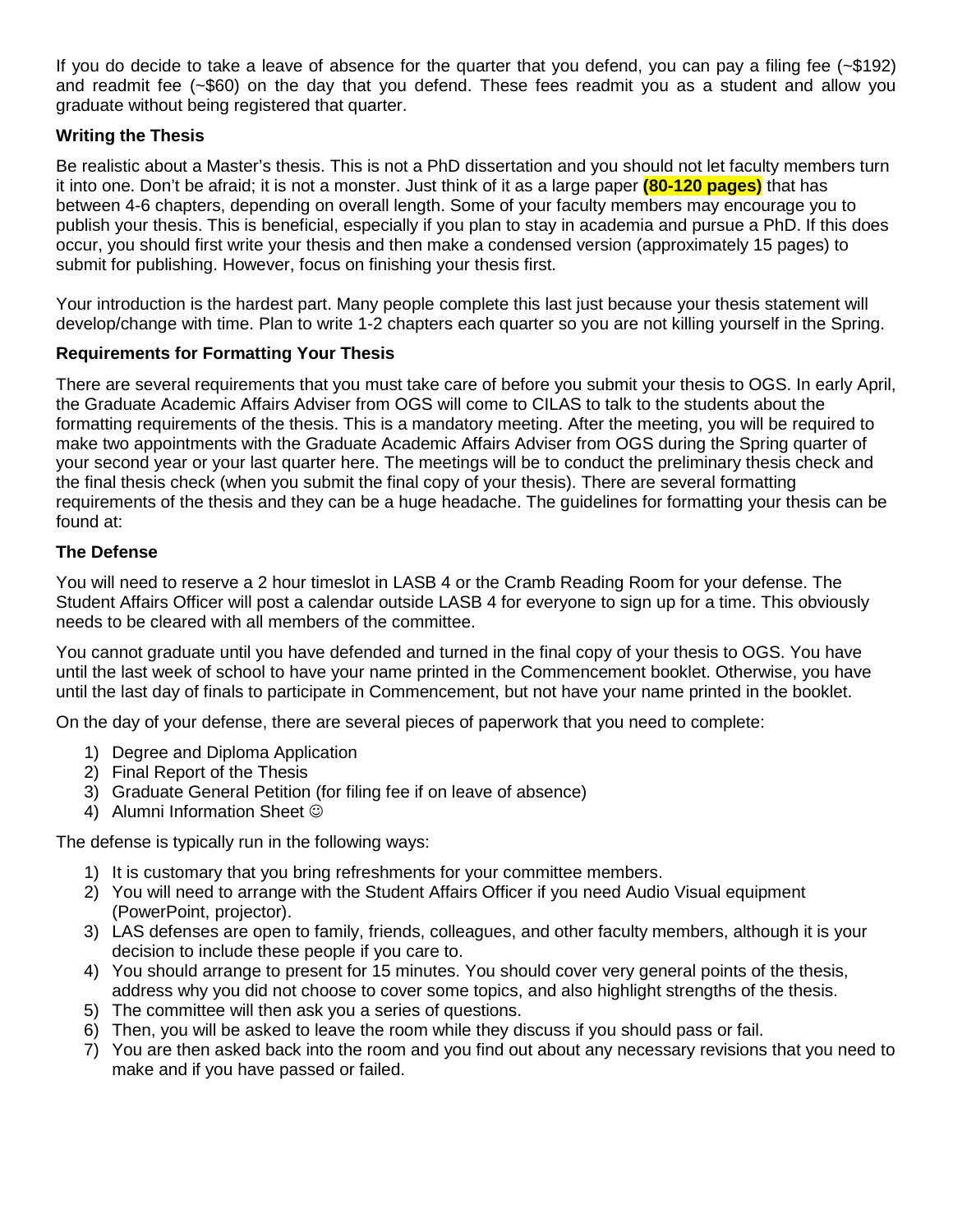If you do decide to take a leave of absence for the quarter that you defend, you can pay a filing fee (~$192) and readmit fee (~$60) on the day that you defend. These fees readmit you as a student and allow you graduate without being registered that quarter.

**Writing the Thesis**

Be realistic about a Master's thesis. This is not a PhD dissertation and you should not let faculty members turn it into one. Don't be afraid; it is not a monster. Just think of it as a large paper **(80-120 pages)** that has between 4-6 chapters, depending on overall length. Some of your faculty members may encourage you to publish your thesis. This is beneficial, especially if you plan to stay in academia and pursue a PhD. If this does occur, you should first write your thesis and then make a condensed version (approximately 15 pages) to submit for publishing. However, focus on finishing your thesis first.

Your introduction is the hardest part. Many people complete this last just because your thesis statement will develop/change with time. Plan to write 1-2 chapters each quarter so you are not killing yourself in the Spring.

**Requirements for Formatting Your Thesis**

There are several requirements that you must take care of before you submit your thesis to OGS. In early April, the Graduate Academic Affairs Adviser from OGS will come to CILAS to talk to the students about the formatting requirements of the thesis. This is a mandatory meeting. After the meeting, you will be required to make two appointments with the Graduate Academic Affairs Adviser from OGS during the Spring quarter of your second year or your last quarter here. The meetings will be to conduct the preliminary thesis check and the final thesis check (when you submit the final copy of your thesis). There are several formatting requirements of the thesis and they can be a huge headache. The guidelines for formatting your thesis can be found at:

**The Defense**

You will need to reserve a 2 hour timeslot in LASB 4 or the Cramb Reading Room for your defense. The Student Affairs Officer will post a calendar outside LASB 4 for everyone to sign up for a time. This obviously needs to be cleared with all members of the committee.

You cannot graduate until you have defended and turned in the final copy of your thesis to OGS. You have until the last week of school to have your name printed in the Commencement booklet. Otherwise, you have until the last day of finals to participate in Commencement, but not have your name printed in the booklet.

On the day of your defense, there are several pieces of paperwork that you need to complete:

1) Degree and Diploma Application
2) Final Report of the Thesis
3) Graduate General Petition (for filing fee if on leave of absence)
4) Alumni Information Sheet ☺

The defense is typically run in the following ways:

1) It is customary that you bring refreshments for your committee members.
2) You will need to arrange with the Student Affairs Officer if you need Audio Visual equipment (PowerPoint, projector).
3) LAS defenses are open to family, friends, colleagues, and other faculty members, although it is your decision to include these people if you care to.
4) You should arrange to present for 15 minutes. You should cover very general points of the thesis, address why you did not choose to cover some topics, and also highlight strengths of the thesis.
5) The committee will then ask you a series of questions.
6) Then, you will be asked to leave the room while they discuss if you should pass or fail.
7) You are then asked back into the room and you find out about any necessary revisions that you need to make and if you have passed or failed.